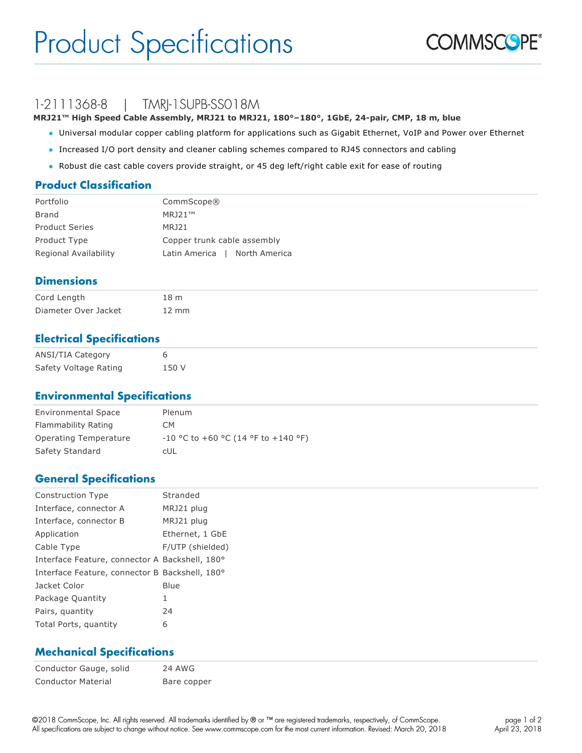# Product Specifications

## 1-2111368-8 | TMRJ-1SUPB-SS018M

**MRJ21™ High Speed Cable Assembly, MRJ21 to MRJ21, 180°–180°, 1GbE, 24-pair, CMP, 18 m, blue**

- Universal modular copper cabling platform for applications such as Gigabit Ethernet, VoIP and Power over Ethernet
- Increased I/O port density and cleaner cabling schemes compared to RJ45 connectors and cabling
- Robust die cast cable covers provide straight, or 45 deg left/right cable exit for ease of routing

### Product Classification

| | |
|---|---|
| Portfolio | CommScope® |
| Brand | MRJ21™ |
| Product Series | MRJ21 |
| Product Type | Copper trunk cable assembly |
| Regional Availability | Latin America \| North America |

### Dimensions

| | |
|---|---|
| Cord Length | 18 m |
| Diameter Over Jacket | 12 mm |

### Electrical Specifications

| | |
|---|---|
| ANSI/TIA Category | 6 |
| Safety Voltage Rating | 150 V |

### Environmental Specifications

| | |
|---|---|
| Environmental Space | Plenum |
| Flammability Rating | CM |
| Operating Temperature | -10 °C to +60 °C (14 °F to +140 °F) |
| Safety Standard | cUL |

### General Specifications

| | |
|---|---|
| Construction Type | Stranded |
| Interface, connector A | MRJ21 plug |
| Interface, connector B | MRJ21 plug |
| Application | Ethernet, 1 GbE |
| Cable Type | F/UTP (shielded) |
| Interface Feature, connector A | Backshell, 180° |
| Interface Feature, connector B | Backshell, 180° |
| Jacket Color | Blue |
| Package Quantity | 1 |
| Pairs, quantity | 24 |
| Total Ports, quantity | 6 |

### Mechanical Specifications

| | |
|---|---|
| Conductor Gauge, solid | 24 AWG |
| Conductor Material | Bare copper |

©2018 CommScope, Inc. All rights reserved. All trademarks identified by ® or ™ are registered trademarks, respectively, of CommScope. All specifications are subject to change without notice. See www.commscope.com for the most current information. Revised: March 20, 2018

April 23, 2018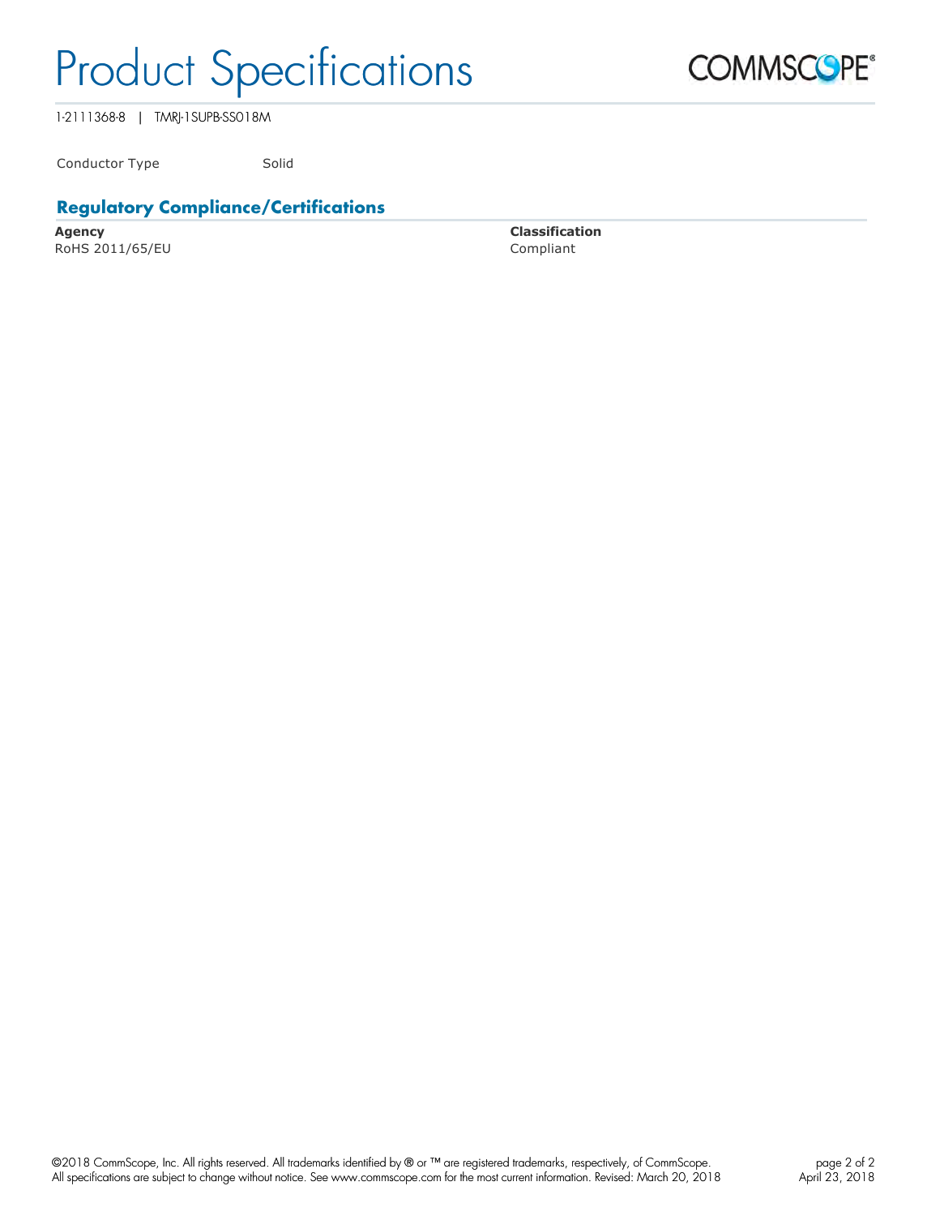| | |
|---|---|
| Conductor Type | Solid |

## Regulatory Compliance/Certifications

| Agency | Classification |
|---|---|
| RoHS 2011/65/EU | Compliant |